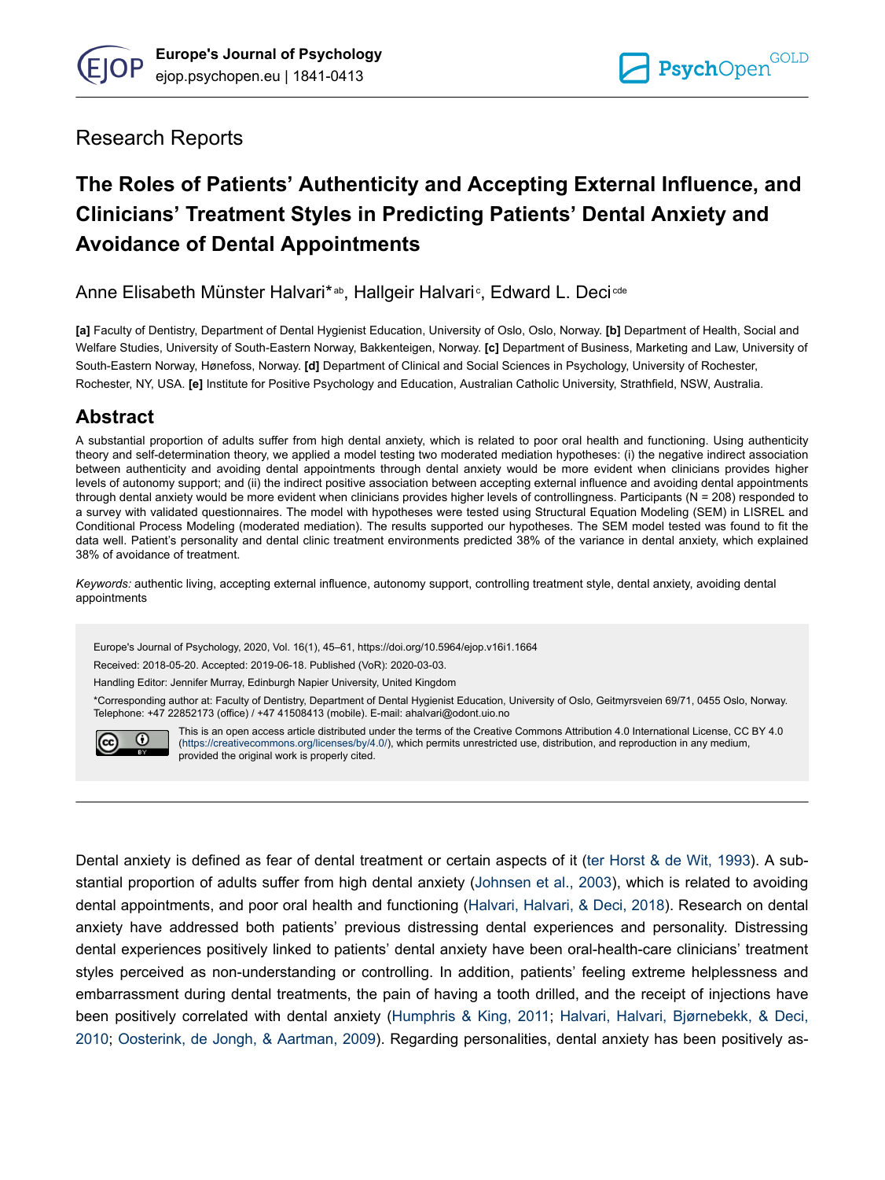Research Reports

# The Roles of Patients' Authenticity and Accepting External Influence, and Clinicians' Treatment Styles in Predicting Patients' Dental Anxiety and Avoidance of Dental Appointments

Anne Elisabeth Münster Halvari*[a,b], Hallgeir Halvari[c], Edward L. Deci[c,d,e]

**[a]** Faculty of Dentistry, Department of Dental Hygienist Education, University of Oslo, Oslo, Norway. **[b]** Department of Health, Social and Welfare Studies, University of South-Eastern Norway, Bakkenteigen, Norway. **[c]** Department of Business, Marketing and Law, University of South-Eastern Norway, Hønefoss, Norway. **[d]** Department of Clinical and Social Sciences in Psychology, University of Rochester, Rochester, NY, USA. **[e]** Institute for Positive Psychology and Education, Australian Catholic University, Strathfield, NSW, Australia.

## Abstract

A substantial proportion of adults suffer from high dental anxiety, which is related to poor oral health and functioning. Using authenticity theory and self-determination theory, we applied a model testing two moderated mediation hypotheses: (i) the negative indirect association between authenticity and avoiding dental appointments through dental anxiety would be more evident when clinicians provides higher levels of autonomy support; and (ii) the indirect positive association between accepting external influence and avoiding dental appointments through dental anxiety would be more evident when clinicians provides higher levels of controllingness. Participants (N = 208) responded to a survey with validated questionnaires. The model with hypotheses were tested using Structural Equation Modeling (SEM) in LISREL and Conditional Process Modeling (moderated mediation). The results supported our hypotheses. The SEM model tested was found to fit the data well. Patient's personality and dental clinic treatment environments predicted 38% of the variance in dental anxiety, which explained 38% of avoidance of treatment.

*Keywords:* authentic living, accepting external influence, autonomy support, controlling treatment style, dental anxiety, avoiding dental appointments

Europe's Journal of Psychology, 2020, Vol. 16(1), 45–61, https://doi.org/10.5964/ejop.v16i1.1664

Received: 2018-05-20. Accepted: 2019-06-18. Published (VoR): 2020-03-03.

Handling Editor: Jennifer Murray, Edinburgh Napier University, United Kingdom

*Corresponding author at: Faculty of Dentistry, Department of Dental Hygienist Education, University of Oslo, Geitmyrsveien 69/71, 0455 Oslo, Norway. Telephone: +47 22852173 (office) / +47 41508413 (mobile). E-mail: ahalvari@odont.uio.no

This is an open access article distributed under the terms of the Creative Commons Attribution 4.0 International License, CC BY 4.0 (https://creativecommons.org/licenses/by/4.0/), which permits unrestricted use, distribution, and reproduction in any medium, provided the original work is properly cited.

---

Dental anxiety is defined as fear of dental treatment or certain aspects of it (ter Horst & de Wit, 1993). A substantial proportion of adults suffer from high dental anxiety (Johnsen et al., 2003), which is related to avoiding dental appointments, and poor oral health and functioning (Halvari, Halvari, & Deci, 2018). Research on dental anxiety have addressed both patients' previous distressing dental experiences and personality. Distressing dental experiences positively linked to patients' dental anxiety have been oral-health-care clinicians' treatment styles perceived as non-understanding or controlling. In addition, patients' feeling extreme helplessness and embarrassment during dental treatments, the pain of having a tooth drilled, and the receipt of injections have been positively correlated with dental anxiety (Humphris & King, 2011; Halvari, Halvari, Bjørnebekk, & Deci, 2010; Oosterink, de Jongh, & Aartman, 2009). Regarding personalities, dental anxiety has been positively as-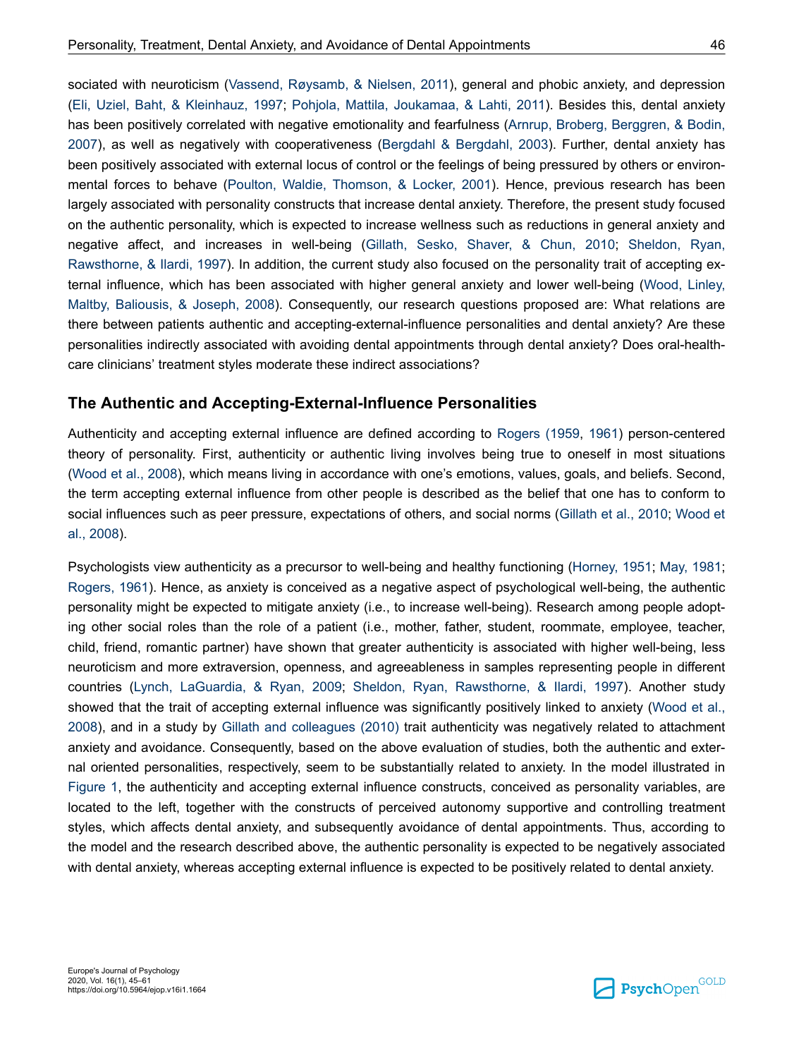sociated with neuroticism (Vassend, Røysamb, & Nielsen, 2011), general and phobic anxiety, and depression (Eli, Uziel, Baht, & Kleinhauz, 1997; Pohjola, Mattila, Joukamaa, & Lahti, 2011). Besides this, dental anxiety has been positively correlated with negative emotionality and fearfulness (Arnrup, Broberg, Berggren, & Bodin, 2007), as well as negatively with cooperativeness (Bergdahl & Bergdahl, 2003). Further, dental anxiety has been positively associated with external locus of control or the feelings of being pressured by others or environmental forces to behave (Poulton, Waldie, Thomson, & Locker, 2001). Hence, previous research has been largely associated with personality constructs that increase dental anxiety. Therefore, the present study focused on the authentic personality, which is expected to increase wellness such as reductions in general anxiety and negative affect, and increases in well-being (Gillath, Sesko, Shaver, & Chun, 2010; Sheldon, Ryan, Rawsthorne, & Ilardi, 1997). In addition, the current study also focused on the personality trait of accepting external influence, which has been associated with higher general anxiety and lower well-being (Wood, Linley, Maltby, Baliousis, & Joseph, 2008). Consequently, our research questions proposed are: What relations are there between patients authentic and accepting-external-influence personalities and dental anxiety? Are these personalities indirectly associated with avoiding dental appointments through dental anxiety? Does oral-health-care clinicians' treatment styles moderate these indirect associations?

## The Authentic and Accepting-External-Influence Personalities

Authenticity and accepting external influence are defined according to Rogers (1959, 1961) person-centered theory of personality. First, authenticity or authentic living involves being true to oneself in most situations (Wood et al., 2008), which means living in accordance with one's emotions, values, goals, and beliefs. Second, the term accepting external influence from other people is described as the belief that one has to conform to social influences such as peer pressure, expectations of others, and social norms (Gillath et al., 2010; Wood et al., 2008).

Psychologists view authenticity as a precursor to well-being and healthy functioning (Horney, 1951; May, 1981; Rogers, 1961). Hence, as anxiety is conceived as a negative aspect of psychological well-being, the authentic personality might be expected to mitigate anxiety (i.e., to increase well-being). Research among people adopting other social roles than the role of a patient (i.e., mother, father, student, roommate, employee, teacher, child, friend, romantic partner) have shown that greater authenticity is associated with higher well-being, less neuroticism and more extraversion, openness, and agreeableness in samples representing people in different countries (Lynch, LaGuardia, & Ryan, 2009; Sheldon, Ryan, Rawsthorne, & Ilardi, 1997). Another study showed that the trait of accepting external influence was significantly positively linked to anxiety (Wood et al., 2008), and in a study by Gillath and colleagues (2010) trait authenticity was negatively related to attachment anxiety and avoidance. Consequently, based on the above evaluation of studies, both the authentic and external oriented personalities, respectively, seem to be substantially related to anxiety. In the model illustrated in Figure 1, the authenticity and accepting external influence constructs, conceived as personality variables, are located to the left, together with the constructs of perceived autonomy supportive and controlling treatment styles, which affects dental anxiety, and subsequently avoidance of dental appointments. Thus, according to the model and the research described above, the authentic personality is expected to be negatively associated with dental anxiety, whereas accepting external influence is expected to be positively related to dental anxiety.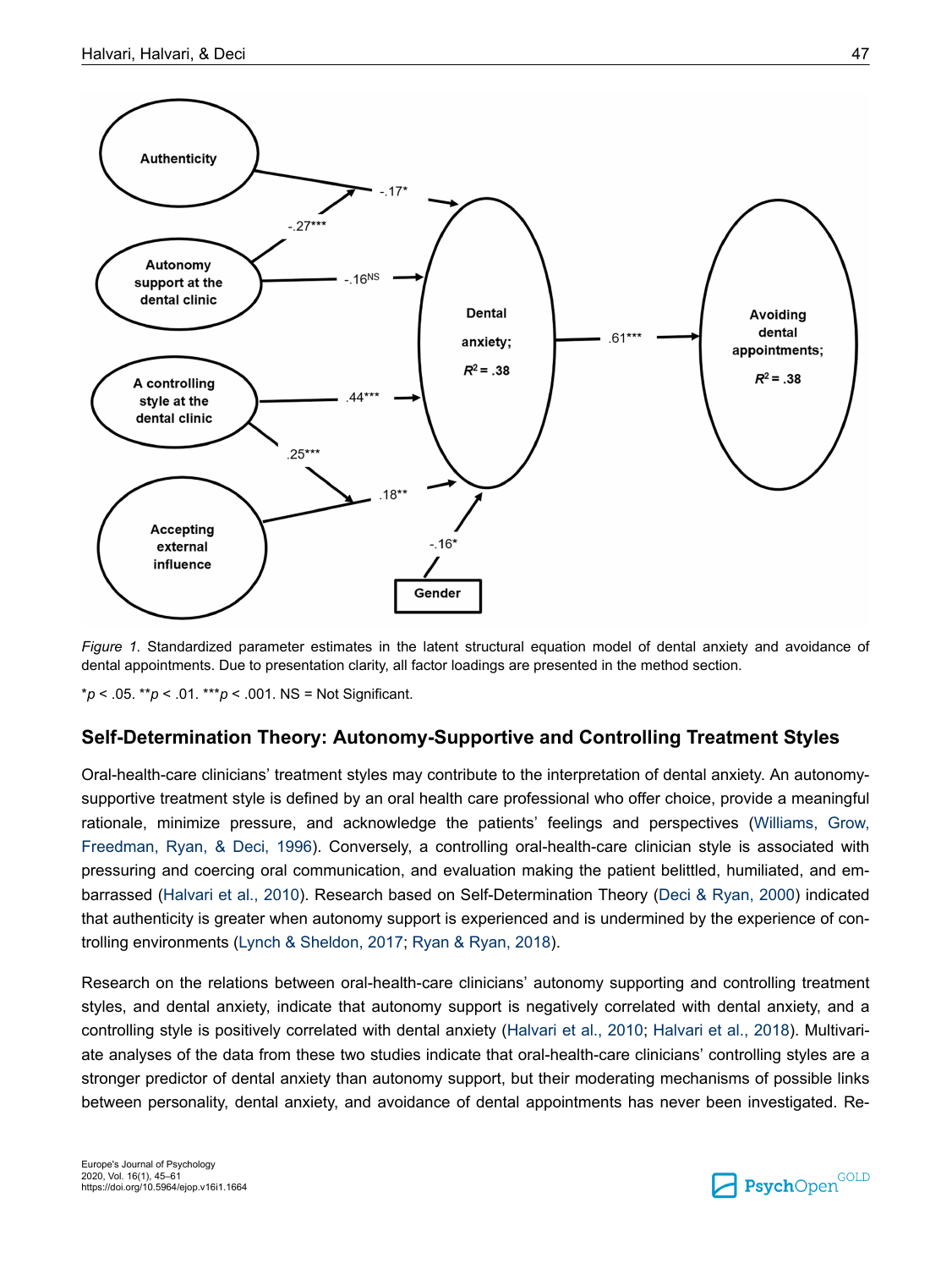*Figure 1.* Standardized parameter estimates in the latent structural equation model of dental anxiety and avoidance of dental appointments. Due to presentation clarity, all factor loadings are presented in the method section.

\**p* < .05. \*\**p* < .01. \*\*\**p* < .001. NS = Not Significant.

## Self-Determination Theory: Autonomy-Supportive and Controlling Treatment Styles

Oral-health-care clinicians' treatment styles may contribute to the interpretation of dental anxiety. An autonomy-supportive treatment style is defined by an oral health care professional who offer choice, provide a meaningful rationale, minimize pressure, and acknowledge the patients' feelings and perspectives (Williams, Grow, Freedman, Ryan, & Deci, 1996). Conversely, a controlling oral-health-care clinician style is associated with pressuring and coercing oral communication, and evaluation making the patient belittled, humiliated, and embarrassed (Halvari et al., 2010). Research based on Self-Determination Theory (Deci & Ryan, 2000) indicated that authenticity is greater when autonomy support is experienced and is undermined by the experience of controlling environments (Lynch & Sheldon, 2017; Ryan & Ryan, 2018).

Research on the relations between oral-health-care clinicians' autonomy supporting and controlling treatment styles, and dental anxiety, indicate that autonomy support is negatively correlated with dental anxiety, and a controlling style is positively correlated with dental anxiety (Halvari et al., 2010; Halvari et al., 2018). Multivariate analyses of the data from these two studies indicate that oral-health-care clinicians' controlling styles are a stronger predictor of dental anxiety than autonomy support, but their moderating mechanisms of possible links between personality, dental anxiety, and avoidance of dental appointments has never been investigated. Re-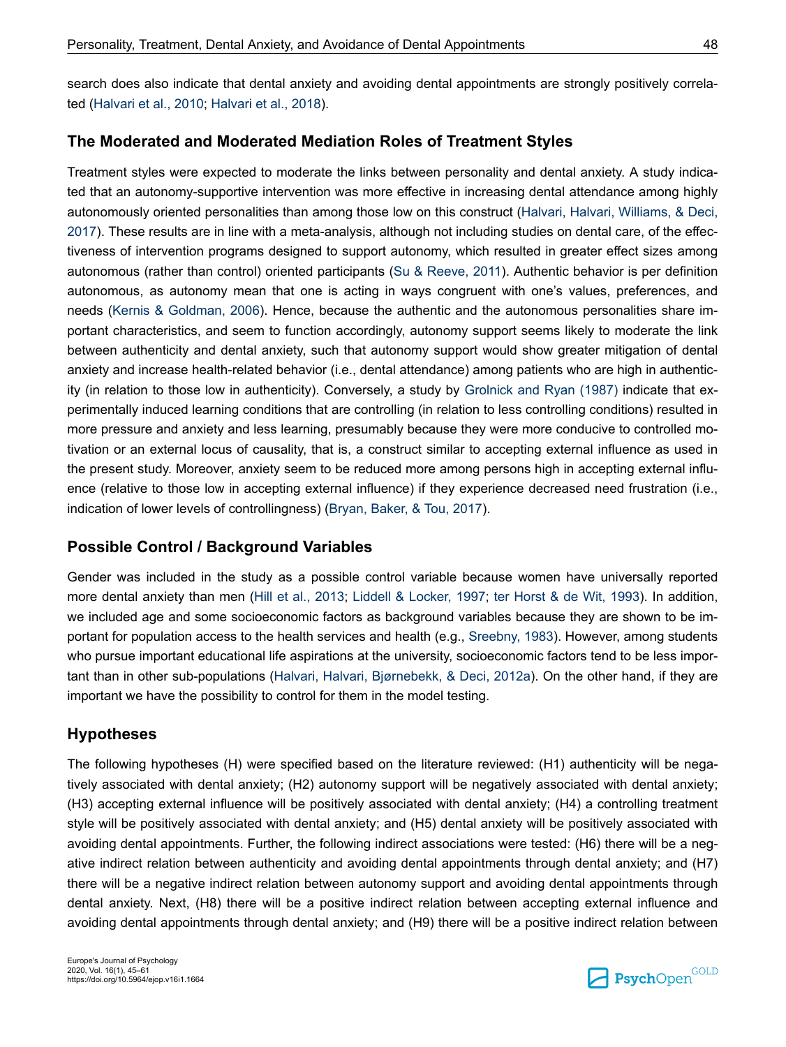search does also indicate that dental anxiety and avoiding dental appointments are strongly positively correlated (Halvari et al., 2010; Halvari et al., 2018).

## The Moderated and Moderated Mediation Roles of Treatment Styles

Treatment styles were expected to moderate the links between personality and dental anxiety. A study indicated that an autonomy-supportive intervention was more effective in increasing dental attendance among highly autonomously oriented personalities than among those low on this construct (Halvari, Halvari, Williams, & Deci, 2017). These results are in line with a meta-analysis, although not including studies on dental care, of the effectiveness of intervention programs designed to support autonomy, which resulted in greater effect sizes among autonomous (rather than control) oriented participants (Su & Reeve, 2011). Authentic behavior is per definition autonomous, as autonomy mean that one is acting in ways congruent with one's values, preferences, and needs (Kernis & Goldman, 2006). Hence, because the authentic and the autonomous personalities share important characteristics, and seem to function accordingly, autonomy support seems likely to moderate the link between authenticity and dental anxiety, such that autonomy support would show greater mitigation of dental anxiety and increase health-related behavior (i.e., dental attendance) among patients who are high in authenticity (in relation to those low in authenticity). Conversely, a study by Grolnick and Ryan (1987) indicate that experimentally induced learning conditions that are controlling (in relation to less controlling conditions) resulted in more pressure and anxiety and less learning, presumably because they were more conducive to controlled motivation or an external locus of causality, that is, a construct similar to accepting external influence as used in the present study. Moreover, anxiety seem to be reduced more among persons high in accepting external influence (relative to those low in accepting external influence) if they experience decreased need frustration (i.e., indication of lower levels of controllingness) (Bryan, Baker, & Tou, 2017).

## Possible Control / Background Variables

Gender was included in the study as a possible control variable because women have universally reported more dental anxiety than men (Hill et al., 2013; Liddell & Locker, 1997; ter Horst & de Wit, 1993). In addition, we included age and some socioeconomic factors as background variables because they are shown to be important for population access to the health services and health (e.g., Sreebny, 1983). However, among students who pursue important educational life aspirations at the university, socioeconomic factors tend to be less important than in other sub-populations (Halvari, Halvari, Bjørnebekk, & Deci, 2012a). On the other hand, if they are important we have the possibility to control for them in the model testing.

## Hypotheses

The following hypotheses (H) were specified based on the literature reviewed: (H1) authenticity will be negatively associated with dental anxiety; (H2) autonomy support will be negatively associated with dental anxiety; (H3) accepting external influence will be positively associated with dental anxiety; (H4) a controlling treatment style will be positively associated with dental anxiety; and (H5) dental anxiety will be positively associated with avoiding dental appointments. Further, the following indirect associations were tested: (H6) there will be a negative indirect relation between authenticity and avoiding dental appointments through dental anxiety; and (H7) there will be a negative indirect relation between autonomy support and avoiding dental appointments through dental anxiety. Next, (H8) there will be a positive indirect relation between accepting external influence and avoiding dental appointments through dental anxiety; and (H9) there will be a positive indirect relation between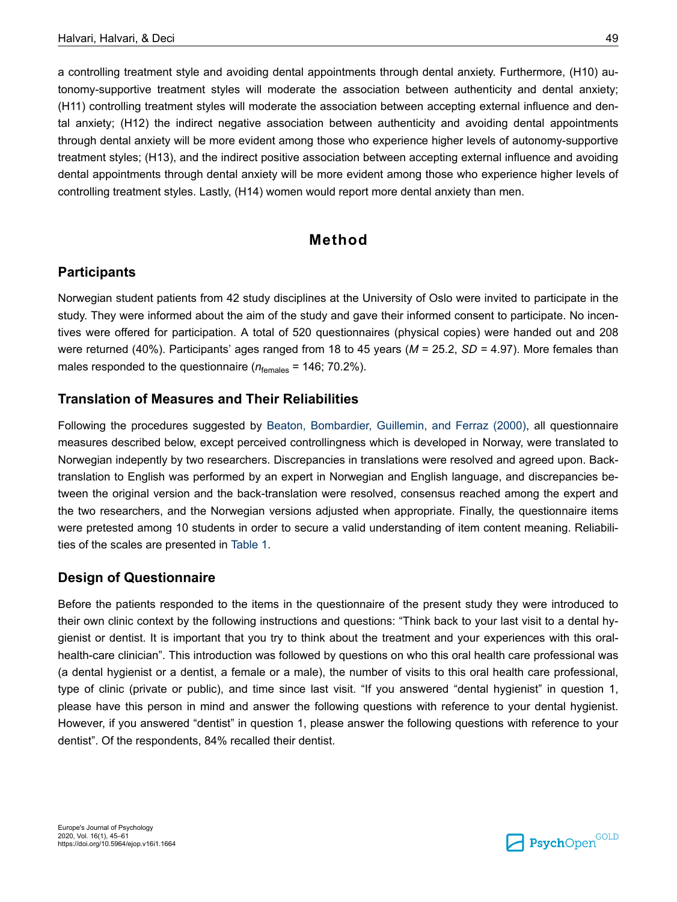a controlling treatment style and avoiding dental appointments through dental anxiety. Furthermore, (H10) autonomy-supportive treatment styles will moderate the association between authenticity and dental anxiety; (H11) controlling treatment styles will moderate the association between accepting external influence and dental anxiety; (H12) the indirect negative association between authenticity and avoiding dental appointments through dental anxiety will be more evident among those who experience higher levels of autonomy-supportive treatment styles; (H13), and the indirect positive association between accepting external influence and avoiding dental appointments through dental anxiety will be more evident among those who experience higher levels of controlling treatment styles. Lastly, (H14) women would report more dental anxiety than men.

# Method

## Participants

Norwegian student patients from 42 study disciplines at the University of Oslo were invited to participate in the study. They were informed about the aim of the study and gave their informed consent to participate. No incentives were offered for participation. A total of 520 questionnaires (physical copies) were handed out and 208 were returned (40%). Participants' ages ranged from 18 to 45 years ($M$ = 25.2, $SD$ = 4.97). More females than males responded to the questionnaire ($n_{\text{females}}$ = 146; 70.2%).

## Translation of Measures and Their Reliabilities

Following the procedures suggested by Beaton, Bombardier, Guillemin, and Ferraz (2000), all questionnaire measures described below, except perceived controllingness which is developed in Norway, were translated to Norwegian indepently by two researchers. Discrepancies in translations were resolved and agreed upon. Back-translation to English was performed by an expert in Norwegian and English language, and discrepancies between the original version and the back-translation were resolved, consensus reached among the expert and the two researchers, and the Norwegian versions adjusted when appropriate. Finally, the questionnaire items were pretested among 10 students in order to secure a valid understanding of item content meaning. Reliabilities of the scales are presented in Table 1.

## Design of Questionnaire

Before the patients responded to the items in the questionnaire of the present study they were introduced to their own clinic context by the following instructions and questions: "Think back to your last visit to a dental hygienist or dentist. It is important that you try to think about the treatment and your experiences with this oral-health-care clinician". This introduction was followed by questions on who this oral health care professional was (a dental hygienist or a dentist, a female or a male), the number of visits to this oral health care professional, type of clinic (private or public), and time since last visit. "If you answered "dental hygienist" in question 1, please have this person in mind and answer the following questions with reference to your dental hygienist. However, if you answered "dentist" in question 1, please answer the following questions with reference to your dentist". Of the respondents, 84% recalled their dentist.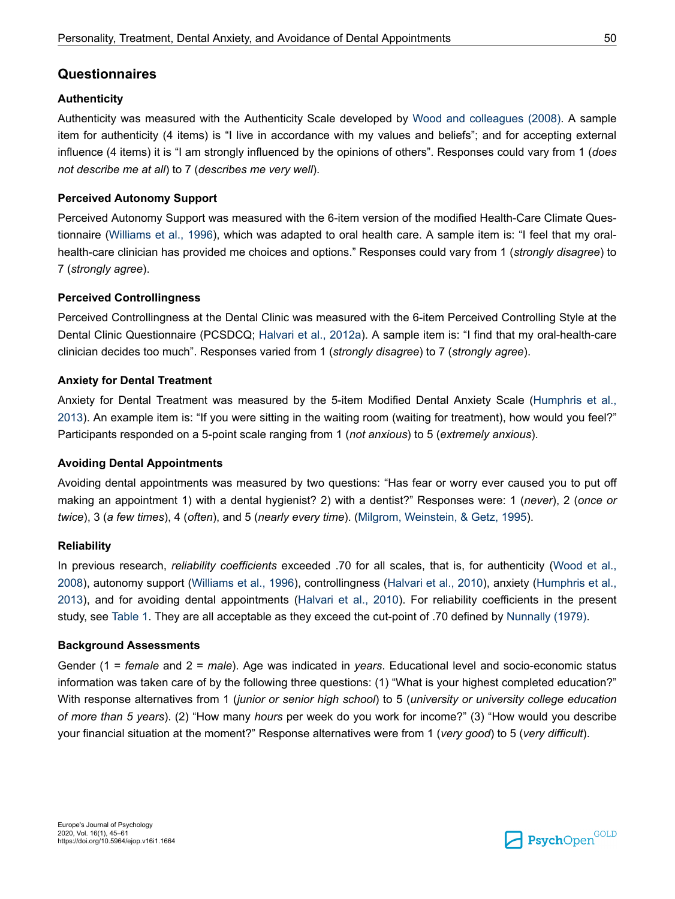## Questionnaires

### Authenticity

Authenticity was measured with the Authenticity Scale developed by Wood and colleagues (2008). A sample item for authenticity (4 items) is "I live in accordance with my values and beliefs"; and for accepting external influence (4 items) it is "I am strongly influenced by the opinions of others". Responses could vary from 1 (*does not describe me at all*) to 7 (*describes me very well*).

### Perceived Autonomy Support

Perceived Autonomy Support was measured with the 6-item version of the modified Health-Care Climate Questionnaire (Williams et al., 1996), which was adapted to oral health care. A sample item is: "I feel that my oral-health-care clinician has provided me choices and options." Responses could vary from 1 (*strongly disagree*) to 7 (*strongly agree*).

### Perceived Controllingness

Perceived Controllingness at the Dental Clinic was measured with the 6-item Perceived Controlling Style at the Dental Clinic Questionnaire (PCSDCQ; Halvari et al., 2012a). A sample item is: "I find that my oral-health-care clinician decides too much". Responses varied from 1 (*strongly disagree*) to 7 (*strongly agree*).

### Anxiety for Dental Treatment

Anxiety for Dental Treatment was measured by the 5-item Modified Dental Anxiety Scale (Humphris et al., 2013). An example item is: "If you were sitting in the waiting room (waiting for treatment), how would you feel?" Participants responded on a 5-point scale ranging from 1 (*not anxious*) to 5 (*extremely anxious*).

### Avoiding Dental Appointments

Avoiding dental appointments was measured by two questions: "Has fear or worry ever caused you to put off making an appointment 1) with a dental hygienist? 2) with a dentist?" Responses were: 1 (*never*), 2 (*once or twice*), 3 (*a few times*), 4 (*often*), and 5 (*nearly every time*). (Milgrom, Weinstein, & Getz, 1995).

### Reliability

In previous research, *reliability coefficients* exceeded .70 for all scales, that is, for authenticity (Wood et al., 2008), autonomy support (Williams et al., 1996), controllingness (Halvari et al., 2010), anxiety (Humphris et al., 2013), and for avoiding dental appointments (Halvari et al., 2010). For reliability coefficients in the present study, see Table 1. They are all acceptable as they exceed the cut-point of .70 defined by Nunnally (1979).

### Background Assessments

Gender (1 = *female* and 2 = *male*). Age was indicated in *years*. Educational level and socio-economic status information was taken care of by the following three questions: (1) "What is your highest completed education?" With response alternatives from 1 (*junior or senior high school*) to 5 (*university or university college education of more than 5 years*). (2) "How many *hours* per week do you work for income?" (3) "How would you describe your financial situation at the moment?" Response alternatives were from 1 (*very good*) to 5 (*very difficult*).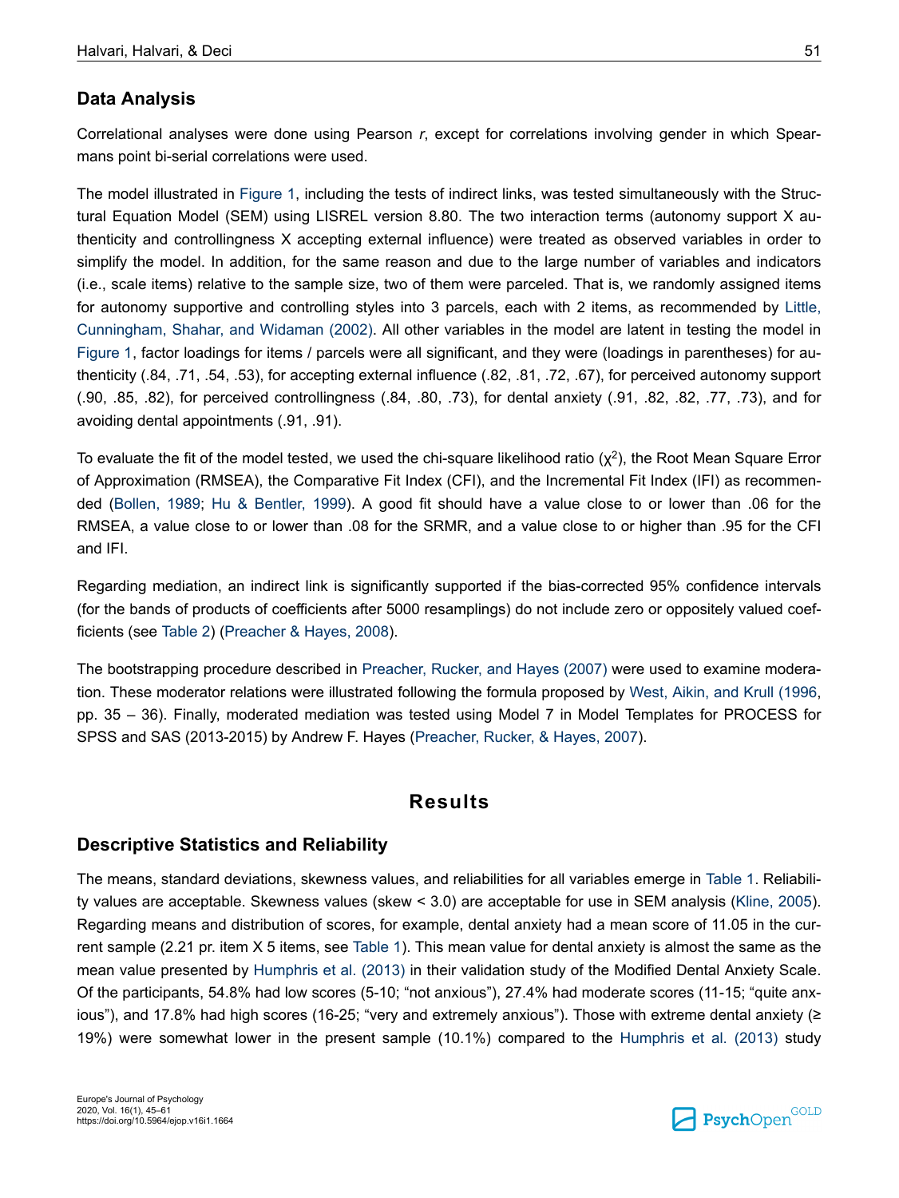## Data Analysis

Correlational analyses were done using Pearson *r*, except for correlations involving gender in which Spearmans point bi-serial correlations were used.

The model illustrated in Figure 1, including the tests of indirect links, was tested simultaneously with the Structural Equation Model (SEM) using LISREL version 8.80. The two interaction terms (autonomy support X authenticity and controllingness X accepting external influence) were treated as observed variables in order to simplify the model. In addition, for the same reason and due to the large number of variables and indicators (i.e., scale items) relative to the sample size, two of them were parceled. That is, we randomly assigned items for autonomy supportive and controlling styles into 3 parcels, each with 2 items, as recommended by Little, Cunningham, Shahar, and Widaman (2002). All other variables in the model are latent in testing the model in Figure 1, factor loadings for items / parcels were all significant, and they were (loadings in parentheses) for authenticity (.84, .71, .54, .53), for accepting external influence (.82, .81, .72, .67), for perceived autonomy support (.90, .85, .82), for perceived controllingness (.84, .80, .73), for dental anxiety (.91, .82, .82, .77, .73), and for avoiding dental appointments (.91, .91).

To evaluate the fit of the model tested, we used the chi-square likelihood ratio ($\chi^2$), the Root Mean Square Error of Approximation (RMSEA), the Comparative Fit Index (CFI), and the Incremental Fit Index (IFI) as recommended (Bollen, 1989; Hu & Bentler, 1999). A good fit should have a value close to or lower than .06 for the RMSEA, a value close to or lower than .08 for the SRMR, and a value close to or higher than .95 for the CFI and IFI.

Regarding mediation, an indirect link is significantly supported if the bias-corrected 95% confidence intervals (for the bands of products of coefficients after 5000 resamplings) do not include zero or oppositely valued coefficients (see Table 2) (Preacher & Hayes, 2008).

The bootstrapping procedure described in Preacher, Rucker, and Hayes (2007) were used to examine moderation. These moderator relations were illustrated following the formula proposed by West, Aikin, and Krull (1996, pp. 35 – 36). Finally, moderated mediation was tested using Model 7 in Model Templates for PROCESS for SPSS and SAS (2013-2015) by Andrew F. Hayes (Preacher, Rucker, & Hayes, 2007).

# Results

## Descriptive Statistics and Reliability

The means, standard deviations, skewness values, and reliabilities for all variables emerge in Table 1. Reliability values are acceptable. Skewness values (skew < 3.0) are acceptable for use in SEM analysis (Kline, 2005). Regarding means and distribution of scores, for example, dental anxiety had a mean score of 11.05 in the current sample (2.21 pr. item X 5 items, see Table 1). This mean value for dental anxiety is almost the same as the mean value presented by Humphris et al. (2013) in their validation study of the Modified Dental Anxiety Scale. Of the participants, 54.8% had low scores (5-10; "not anxious"), 27.4% had moderate scores (11-15; "quite anxious"), and 17.8% had high scores (16-25; "very and extremely anxious"). Those with extreme dental anxiety (≥ 19%) were somewhat lower in the present sample (10.1%) compared to the Humphris et al. (2013) study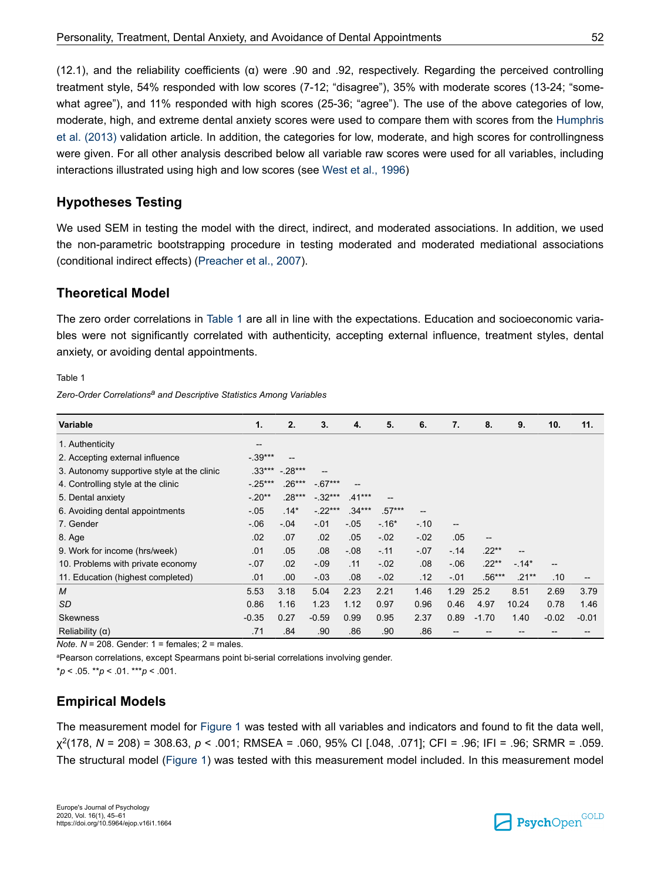(12.1), and the reliability coefficients (α) were .90 and .92, respectively. Regarding the perceived controlling treatment style, 54% responded with low scores (7-12; "disagree"), 35% with moderate scores (13-24; "somewhat agree"), and 11% responded with high scores (25-36; "agree"). The use of the above categories of low, moderate, high, and extreme dental anxiety scores were used to compare them with scores from the Humphris et al. (2013) validation article. In addition, the categories for low, moderate, and high scores for controllingness were given. For all other analysis described below all variable raw scores were used for all variables, including interactions illustrated using high and low scores (see West et al., 1996)

## Hypotheses Testing

We used SEM in testing the model with the direct, indirect, and moderated associations. In addition, we used the non-parametric bootstrapping procedure in testing moderated and moderated mediational associations (conditional indirect effects) (Preacher et al., 2007).

## Theoretical Model

The zero order correlations in Table 1 are all in line with the expectations. Education and socioeconomic variables were not significantly correlated with authenticity, accepting external influence, treatment styles, dental anxiety, or avoiding dental appointments.

Table 1

*Zero-Order Correlations[a] and Descriptive Statistics Among Variables*

| Variable | 1. | 2. | 3. | 4. | 5. | 6. | 7. | 8. | 9. | 10. | 11. |
|---|---|---|---|---|---|---|---|---|---|---|---|
| 1. Authenticity | -- | | | | | | | | | | |
| 2. Accepting external influence | -.39*** | -- | | | | | | | | | |
| 3. Autonomy supportive style at the clinic | .33*** | -.28*** | -- | | | | | | | | |
| 4. Controlling style at the clinic | -.25*** | .26*** | -.67*** | -- | | | | | | | |
| 5. Dental anxiety | -.20** | .28*** | -.32*** | .41*** | -- | | | | | | |
| 6. Avoiding dental appointments | -.05 | .14* | -.22*** | .34*** | .57*** | -- | | | | | |
| 7. Gender | -.06 | -.04 | -.01 | -.05 | -.16* | -.10 | -- | | | | |
| 8. Age | .02 | .07 | .02 | .05 | -.02 | -.02 | .05 | -- | | | |
| 9. Work for income (hrs/week) | .01 | .05 | .08 | -.08 | -.11 | -.07 | -.14 | .22** | -- | | |
| 10. Problems with private economy | -.07 | .02 | -.09 | .11 | -.02 | .08 | -.06 | .22** | -.14* | -- | |
| 11. Education (highest completed) | .01 | .00 | -.03 | .08 | -.02 | .12 | -.01 | .56*** | .21** | .10 | -- |
| *M* | 5.53 | 3.18 | 5.04 | 2.23 | 2.21 | 1.46 | 1.29 | 25.2 | 8.51 | 2.69 | 3.79 |
| *SD* | 0.86 | 1.16 | 1.23 | 1.12 | 0.97 | 0.96 | 0.46 | 4.97 | 10.24 | 0.78 | 1.46 |
| Skewness | -0.35 | 0.27 | -0.59 | 0.99 | 0.95 | 2.37 | 0.89 | -1.70 | 1.40 | -0.02 | -0.01 |
| Reliability (α) | .71 | .84 | .90 | .86 | .90 | .86 | -- | -- | -- | -- | -- |

*Note.* *N* = 208. Gender: 1 = females; 2 = males.

[a]Pearson correlations, except Spearmans point bi-serial correlations involving gender.

*$p < .05$. **$p < .01$. ***$p < .001$.

## Empirical Models

The measurement model for Figure 1 was tested with all variables and indicators and found to fit the data well, $\chi^2(178, N = 208) = 308.63$, $p < .001$; RMSEA = .060, 95% CI [.048, .071]; CFI = .96; IFI = .96; SRMR = .059. The structural model (Figure 1) was tested with this measurement model included. In this measurement model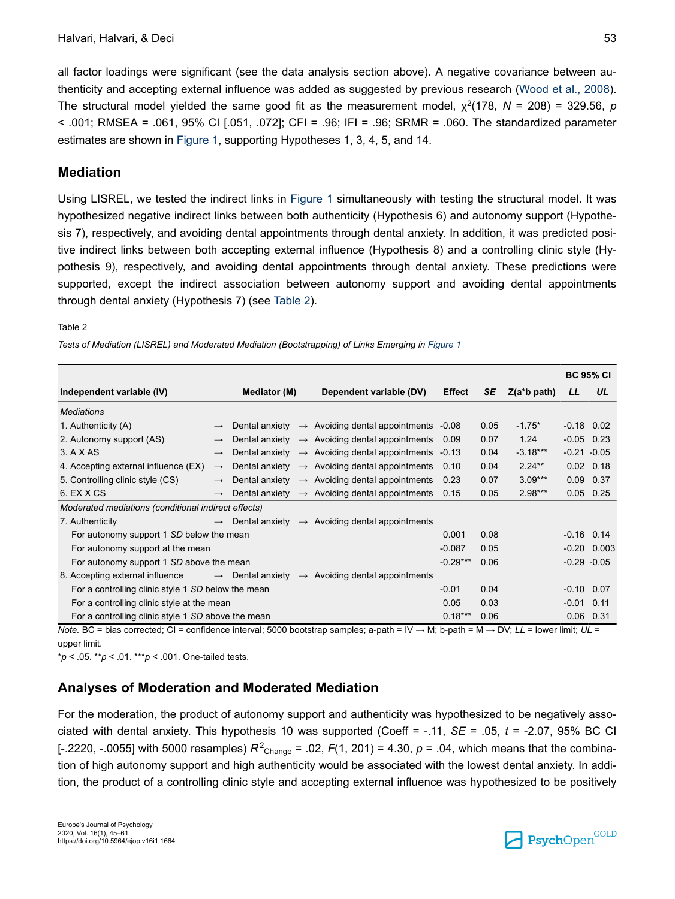all factor loadings were significant (see the data analysis section above). A negative covariance between authenticity and accepting external influence was added as suggested by previous research (Wood et al., 2008). The structural model yielded the same good fit as the measurement model, $\chi^2(178, N = 208) = 329.56$, $p < .001$; RMSEA = .061, 95% CI [.051, .072]; CFI = .96; IFI = .96; SRMR = .060. The standardized parameter estimates are shown in Figure 1, supporting Hypotheses 1, 3, 4, 5, and 14.

## Mediation

Using LISREL, we tested the indirect links in Figure 1 simultaneously with testing the structural model. It was hypothesized negative indirect links between both authenticity (Hypothesis 6) and autonomy support (Hypothesis 7), respectively, and avoiding dental appointments through dental anxiety. In addition, it was predicted positive indirect links between both accepting external influence (Hypothesis 8) and a controlling clinic style (Hypothesis 9), respectively, and avoiding dental appointments through dental anxiety. These predictions were supported, except the indirect association between autonomy support and avoiding dental appointments through dental anxiety (Hypothesis 7) (see Table 2).

Table 2

*Tests of Mediation (LISREL) and Moderated Mediation (Bootstrapping) of Links Emerging in Figure 1*

| Independent variable (IV) | | Mediator (M) | | Dependent variable (DV) | Effect | *SE* | Z(a*b path) | BC 95% CI *LL* | BC 95% CI *UL* |
|---|---|---|---|---|---|---|---|---|---|
| *Mediations* | | | | | | | | | |
| 1. Authenticity (A) | → | Dental anxiety | → | Avoiding dental appointments | -0.08 | 0.05 | -1.75* | -0.18 | 0.02 |
| 2. Autonomy support (AS) | → | Dental anxiety | → | Avoiding dental appointments | 0.09 | 0.07 | 1.24 | -0.05 | 0.23 |
| 3. A X AS | → | Dental anxiety | → | Avoiding dental appointments | -0.13 | 0.04 | -3.18*** | -0.21 | -0.05 |
| 4. Accepting external influence (EX) | → | Dental anxiety | → | Avoiding dental appointments | 0.10 | 0.04 | 2.24** | 0.02 | 0.18 |
| 5. Controlling clinic style (CS) | → | Dental anxiety | → | Avoiding dental appointments | 0.23 | 0.07 | 3.09*** | 0.09 | 0.37 |
| 6. EX X CS | → | Dental anxiety | → | Avoiding dental appointments | 0.15 | 0.05 | 2.98*** | 0.05 | 0.25 |
| *Moderated mediations (conditional indirect effects)* | | | | | | | | | |
| 7. Authenticity | → | Dental anxiety | → | Avoiding dental appointments | | | | | |
| For autonomy support 1 *SD* below the mean | | | | | 0.001 | 0.08 | | -0.16 | 0.14 |
| For autonomy support at the mean | | | | | -0.087 | 0.05 | | -0.20 | 0.003 |
| For autonomy support 1 *SD* above the mean | | | | | -0.29*** | 0.06 | | -0.29 | -0.05 |
| 8. Accepting external influence | → | Dental anxiety | → | Avoiding dental appointments | | | | | |
| For a controlling clinic style 1 *SD* below the mean | | | | | -0.01 | 0.04 | | -0.10 | 0.07 |
| For a controlling clinic style at the mean | | | | | 0.05 | 0.03 | | -0.01 | 0.11 |
| For a controlling clinic style 1 *SD* above the mean | | | | | 0.18*** | 0.06 | | 0.06 | 0.31 |

*Note.* BC = bias corrected; CI = confidence interval; 5000 bootstrap samples; a-path = IV → M; b-path = M → DV; *LL* = lower limit; *UL* = upper limit.

\**p* < .05. \*\**p* < .01. \*\*\**p* < .001. One-tailed tests.

## Analyses of Moderation and Moderated Mediation

For the moderation, the product of autonomy support and authenticity was hypothesized to be negatively associated with dental anxiety. This hypothesis 10 was supported (Coeff = -.11, *SE* = .05, $t = -2.07$, 95% BC CI [-.2220, -.0055] with 5000 resamples) $R^2_{Change} = .02$, $F(1, 201) = 4.30$, $p = .04$, which means that the combination of high autonomy support and high authenticity would be associated with the lowest dental anxiety. In addition, the product of a controlling clinic style and accepting external influence was hypothesized to be positively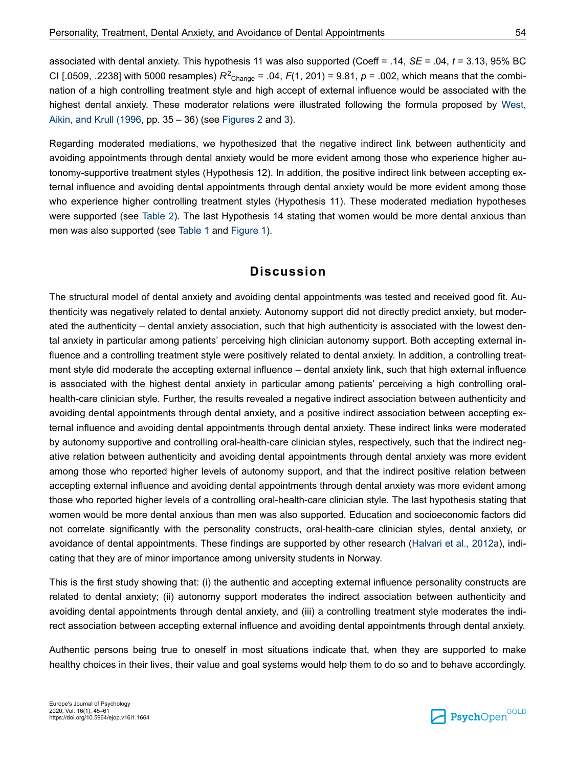associated with dental anxiety. This hypothesis 11 was also supported (Coeff = .14, *SE* = .04, *t* = 3.13, 95% BC CI [.0509, .2238] with 5000 resamples) $R^2_{\text{Change}}$ = .04, $F(1, 201) = 9.81$, $p = .002$, which means that the combination of a high controlling treatment style and high accept of external influence would be associated with the highest dental anxiety. These moderator relations were illustrated following the formula proposed by West, Aikin, and Krull (1996, pp. 35 – 36) (see Figures 2 and 3).

Regarding moderated mediations, we hypothesized that the negative indirect link between authenticity and avoiding appointments through dental anxiety would be more evident among those who experience higher autonomy-supportive treatment styles (Hypothesis 12). In addition, the positive indirect link between accepting external influence and avoiding dental appointments through dental anxiety would be more evident among those who experience higher controlling treatment styles (Hypothesis 11). These moderated mediation hypotheses were supported (see Table 2). The last Hypothesis 14 stating that women would be more dental anxious than men was also supported (see Table 1 and Figure 1).

# Discussion

The structural model of dental anxiety and avoiding dental appointments was tested and received good fit. Authenticity was negatively related to dental anxiety. Autonomy support did not directly predict anxiety, but moderated the authenticity – dental anxiety association, such that high authenticity is associated with the lowest dental anxiety in particular among patients' perceiving high clinician autonomy support. Both accepting external influence and a controlling treatment style were positively related to dental anxiety. In addition, a controlling treatment style did moderate the accepting external influence – dental anxiety link, such that high external influence is associated with the highest dental anxiety in particular among patients' perceiving a high controlling oral-health-care clinician style. Further, the results revealed a negative indirect association between authenticity and avoiding dental appointments through dental anxiety, and a positive indirect association between accepting external influence and avoiding dental appointments through dental anxiety. These indirect links were moderated by autonomy supportive and controlling oral-health-care clinician styles, respectively, such that the indirect negative relation between authenticity and avoiding dental appointments through dental anxiety was more evident among those who reported higher levels of autonomy support, and that the indirect positive relation between accepting external influence and avoiding dental appointments through dental anxiety was more evident among those who reported higher levels of a controlling oral-health-care clinician style. The last hypothesis stating that women would be more dental anxious than men was also supported. Education and socioeconomic factors did not correlate significantly with the personality constructs, oral-health-care clinician styles, dental anxiety, or avoidance of dental appointments. These findings are supported by other research (Halvari et al., 2012a), indicating that they are of minor importance among university students in Norway.

This is the first study showing that: (i) the authentic and accepting external influence personality constructs are related to dental anxiety; (ii) autonomy support moderates the indirect association between authenticity and avoiding dental appointments through dental anxiety, and (iii) a controlling treatment style moderates the indirect association between accepting external influence and avoiding dental appointments through dental anxiety.

Authentic persons being true to oneself in most situations indicate that, when they are supported to make healthy choices in their lives, their value and goal systems would help them to do so and to behave accordingly.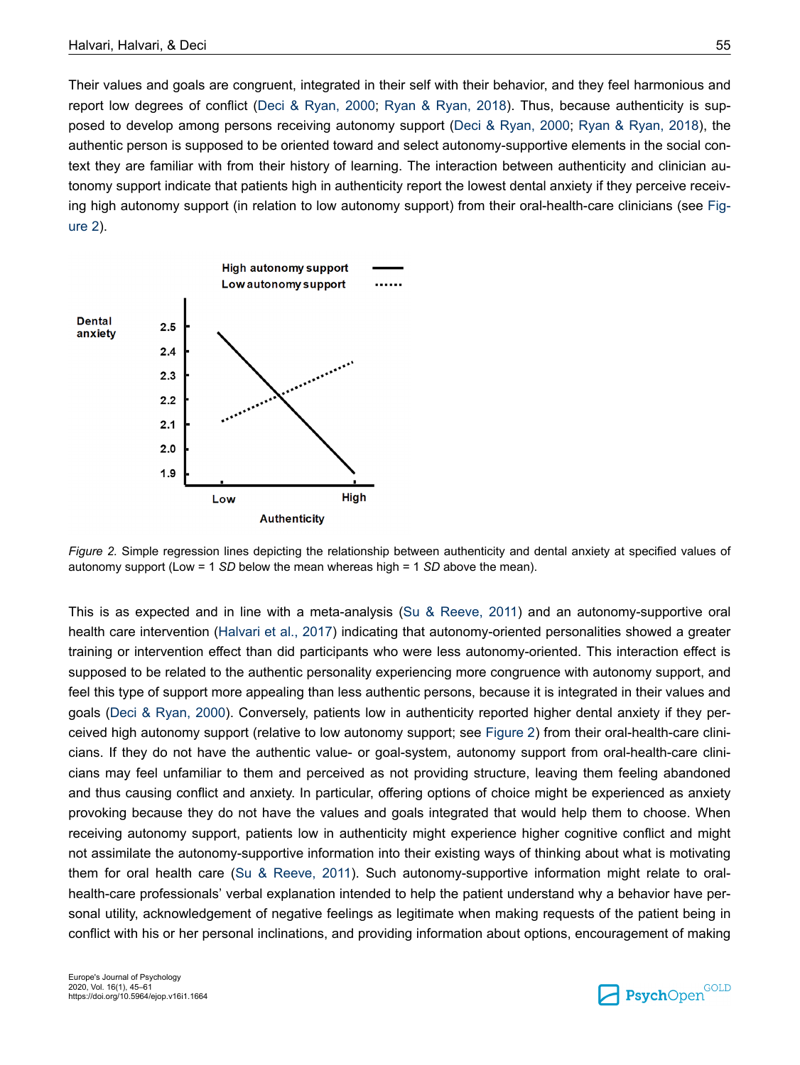Their values and goals are congruent, integrated in their self with their behavior, and they feel harmonious and report low degrees of conflict (Deci & Ryan, 2000; Ryan & Ryan, 2018). Thus, because authenticity is supposed to develop among persons receiving autonomy support (Deci & Ryan, 2000; Ryan & Ryan, 2018), the authentic person is supposed to be oriented toward and select autonomy-supportive elements in the social context they are familiar with from their history of learning. The interaction between authenticity and clinician autonomy support indicate that patients high in authenticity report the lowest dental anxiety if they perceive receiving high autonomy support (in relation to low autonomy support) from their oral-health-care clinicians (see Figure 2).

*Figure 2.* Simple regression lines depicting the relationship between authenticity and dental anxiety at specified values of autonomy support (Low = 1 *SD* below the mean whereas high = 1 *SD* above the mean).

This is as expected and in line with a meta-analysis (Su & Reeve, 2011) and an autonomy-supportive oral health care intervention (Halvari et al., 2017) indicating that autonomy-oriented personalities showed a greater training or intervention effect than did participants who were less autonomy-oriented. This interaction effect is supposed to be related to the authentic personality experiencing more congruence with autonomy support, and feel this type of support more appealing than less authentic persons, because it is integrated in their values and goals (Deci & Ryan, 2000). Conversely, patients low in authenticity reported higher dental anxiety if they perceived high autonomy support (relative to low autonomy support; see Figure 2) from their oral-health-care clinicians. If they do not have the authentic value- or goal-system, autonomy support from oral-health-care clinicians may feel unfamiliar to them and perceived as not providing structure, leaving them feeling abandoned and thus causing conflict and anxiety. In particular, offering options of choice might be experienced as anxiety provoking because they do not have the values and goals integrated that would help them to choose. When receiving autonomy support, patients low in authenticity might experience higher cognitive conflict and might not assimilate the autonomy-supportive information into their existing ways of thinking about what is motivating them for oral health care (Su & Reeve, 2011). Such autonomy-supportive information might relate to oral-health-care professionals' verbal explanation intended to help the patient understand why a behavior have personal utility, acknowledgement of negative feelings as legitimate when making requests of the patient being in conflict with his or her personal inclinations, and providing information about options, encouragement of making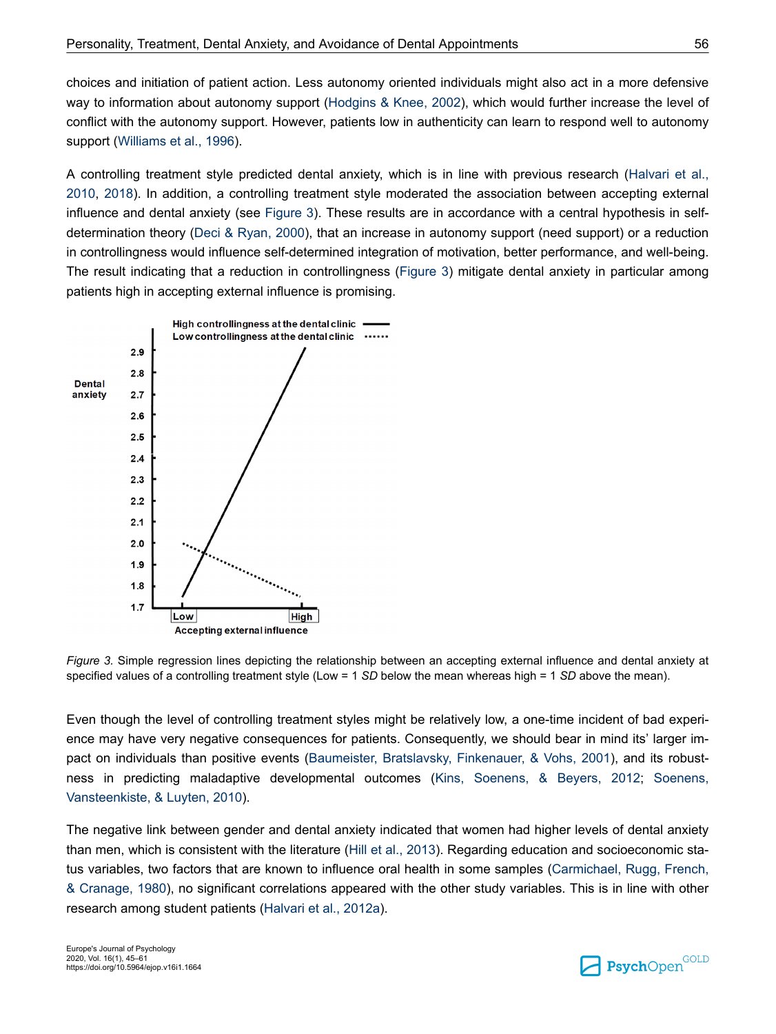choices and initiation of patient action. Less autonomy oriented individuals might also act in a more defensive way to information about autonomy support (Hodgins & Knee, 2002), which would further increase the level of conflict with the autonomy support. However, patients low in authenticity can learn to respond well to autonomy support (Williams et al., 1996).

A controlling treatment style predicted dental anxiety, which is in line with previous research (Halvari et al., 2010, 2018). In addition, a controlling treatment style moderated the association between accepting external influence and dental anxiety (see Figure 3). These results are in accordance with a central hypothesis in self-determination theory (Deci & Ryan, 2000), that an increase in autonomy support (need support) or a reduction in controllingness would influence self-determined integration of motivation, better performance, and well-being. The result indicating that a reduction in controllingness (Figure 3) mitigate dental anxiety in particular among patients high in accepting external influence is promising.

*Figure 3.* Simple regression lines depicting the relationship between an accepting external influence and dental anxiety at specified values of a controlling treatment style (Low = 1 *SD* below the mean whereas high = 1 *SD* above the mean).

Even though the level of controlling treatment styles might be relatively low, a one-time incident of bad experience may have very negative consequences for patients. Consequently, we should bear in mind its' larger impact on individuals than positive events (Baumeister, Bratslavsky, Finkenauer, & Vohs, 2001), and its robustness in predicting maladaptive developmental outcomes (Kins, Soenens, & Beyers, 2012; Soenens, Vansteenkiste, & Luyten, 2010).

The negative link between gender and dental anxiety indicated that women had higher levels of dental anxiety than men, which is consistent with the literature (Hill et al., 2013). Regarding education and socioeconomic status variables, two factors that are known to influence oral health in some samples (Carmichael, Rugg, French, & Cranage, 1980), no significant correlations appeared with the other study variables. This is in line with other research among student patients (Halvari et al., 2012a).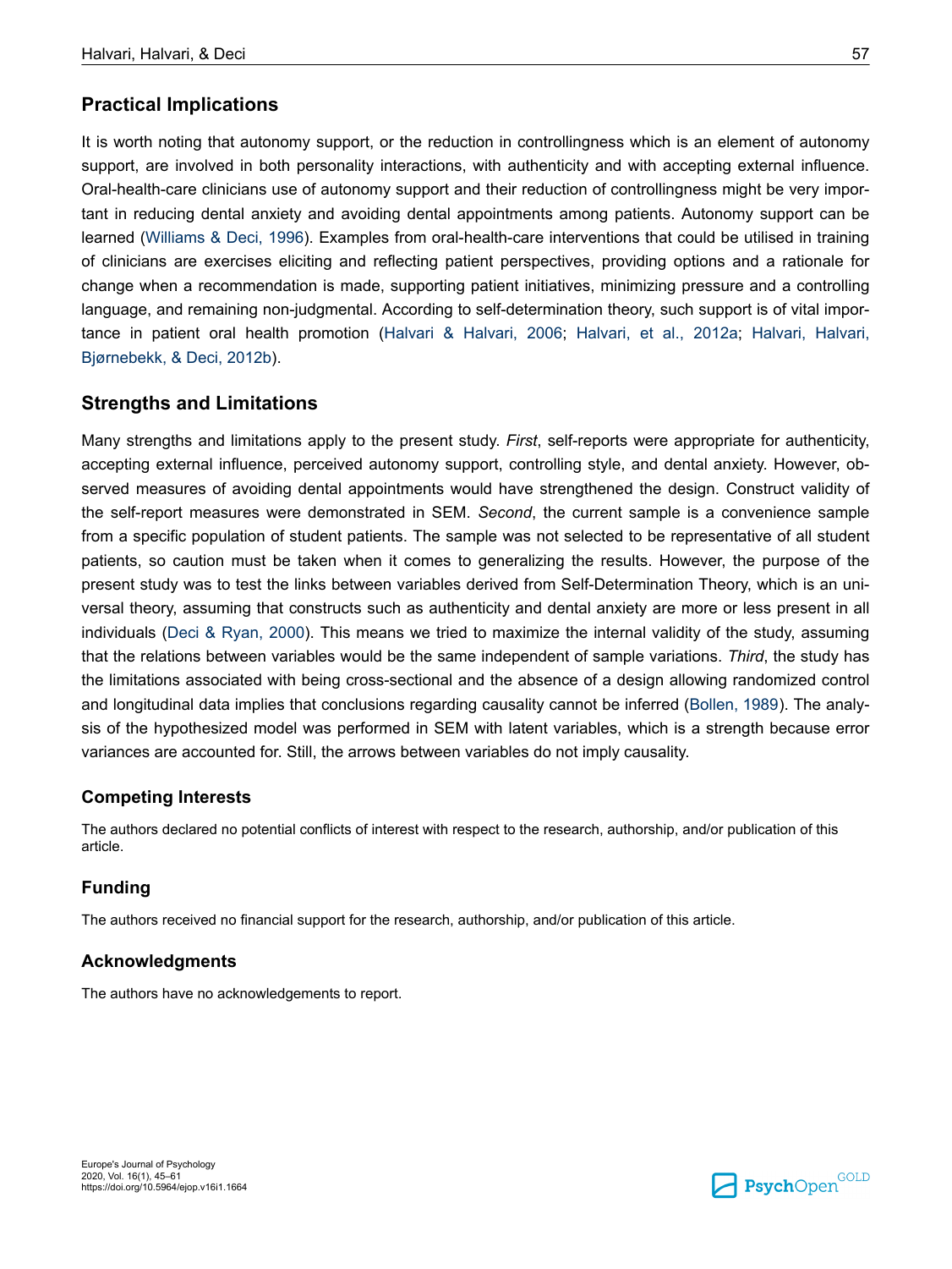## Practical Implications

It is worth noting that autonomy support, or the reduction in controllingness which is an element of autonomy support, are involved in both personality interactions, with authenticity and with accepting external influence. Oral-health-care clinicians use of autonomy support and their reduction of controllingness might be very important in reducing dental anxiety and avoiding dental appointments among patients. Autonomy support can be learned (Williams & Deci, 1996). Examples from oral-health-care interventions that could be utilised in training of clinicians are exercises eliciting and reflecting patient perspectives, providing options and a rationale for change when a recommendation is made, supporting patient initiatives, minimizing pressure and a controlling language, and remaining non-judgmental. According to self-determination theory, such support is of vital importance in patient oral health promotion (Halvari & Halvari, 2006; Halvari, et al., 2012a; Halvari, Halvari, Bjørnebekk, & Deci, 2012b).

## Strengths and Limitations

Many strengths and limitations apply to the present study. *First*, self-reports were appropriate for authenticity, accepting external influence, perceived autonomy support, controlling style, and dental anxiety. However, observed measures of avoiding dental appointments would have strengthened the design. Construct validity of the self-report measures were demonstrated in SEM. *Second*, the current sample is a convenience sample from a specific population of student patients. The sample was not selected to be representative of all student patients, so caution must be taken when it comes to generalizing the results. However, the purpose of the present study was to test the links between variables derived from Self-Determination Theory, which is an universal theory, assuming that constructs such as authenticity and dental anxiety are more or less present in all individuals (Deci & Ryan, 2000). This means we tried to maximize the internal validity of the study, assuming that the relations between variables would be the same independent of sample variations. *Third*, the study has the limitations associated with being cross-sectional and the absence of a design allowing randomized control and longitudinal data implies that conclusions regarding causality cannot be inferred (Bollen, 1989). The analysis of the hypothesized model was performed in SEM with latent variables, which is a strength because error variances are accounted for. Still, the arrows between variables do not imply causality.

### Competing Interests

The authors declared no potential conflicts of interest with respect to the research, authorship, and/or publication of this article.

### Funding

The authors received no financial support for the research, authorship, and/or publication of this article.

### Acknowledgments

The authors have no acknowledgements to report.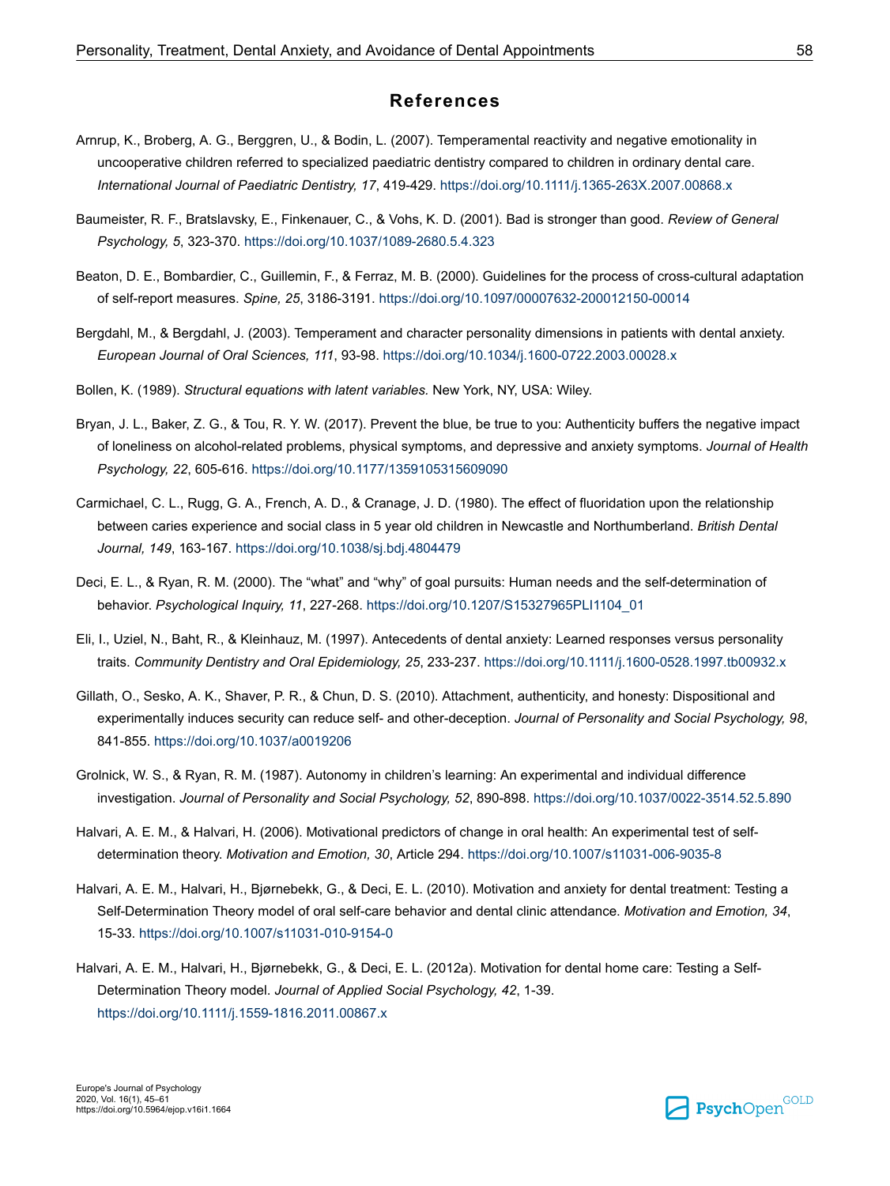## References

Arnrup, K., Broberg, A. G., Berggren, U., & Bodin, L. (2007). Temperamental reactivity and negative emotionality in uncooperative children referred to specialized paediatric dentistry compared to children in ordinary dental care. *International Journal of Paediatric Dentistry, 17*, 419-429. https://doi.org/10.1111/j.1365-263X.2007.00868.x

Baumeister, R. F., Bratslavsky, E., Finkenauer, C., & Vohs, K. D. (2001). Bad is stronger than good. *Review of General Psychology, 5*, 323-370. https://doi.org/10.1037/1089-2680.5.4.323

Beaton, D. E., Bombardier, C., Guillemin, F., & Ferraz, M. B. (2000). Guidelines for the process of cross-cultural adaptation of self-report measures. *Spine, 25*, 3186-3191. https://doi.org/10.1097/00007632-200012150-00014

Bergdahl, M., & Bergdahl, J. (2003). Temperament and character personality dimensions in patients with dental anxiety. *European Journal of Oral Sciences, 111*, 93-98. https://doi.org/10.1034/j.1600-0722.2003.00028.x

Bollen, K. (1989). *Structural equations with latent variables.* New York, NY, USA: Wiley.

Bryan, J. L., Baker, Z. G., & Tou, R. Y. W. (2017). Prevent the blue, be true to you: Authenticity buffers the negative impact of loneliness on alcohol-related problems, physical symptoms, and depressive and anxiety symptoms. *Journal of Health Psychology, 22*, 605-616. https://doi.org/10.1177/1359105315609090

Carmichael, C. L., Rugg, G. A., French, A. D., & Cranage, J. D. (1980). The effect of fluoridation upon the relationship between caries experience and social class in 5 year old children in Newcastle and Northumberland. *British Dental Journal, 149*, 163-167. https://doi.org/10.1038/sj.bdj.4804479

Deci, E. L., & Ryan, R. M. (2000). The "what" and "why" of goal pursuits: Human needs and the self-determination of behavior. *Psychological Inquiry, 11*, 227-268. https://doi.org/10.1207/S15327965PLI1104_01

Eli, I., Uziel, N., Baht, R., & Kleinhauz, M. (1997). Antecedents of dental anxiety: Learned responses versus personality traits. *Community Dentistry and Oral Epidemiology, 25*, 233-237. https://doi.org/10.1111/j.1600-0528.1997.tb00932.x

Gillath, O., Sesko, A. K., Shaver, P. R., & Chun, D. S. (2010). Attachment, authenticity, and honesty: Dispositional and experimentally induces security can reduce self- and other-deception. *Journal of Personality and Social Psychology, 98*, 841-855. https://doi.org/10.1037/a0019206

Grolnick, W. S., & Ryan, R. M. (1987). Autonomy in children's learning: An experimental and individual difference investigation. *Journal of Personality and Social Psychology, 52*, 890-898. https://doi.org/10.1037/0022-3514.52.5.890

Halvari, A. E. M., & Halvari, H. (2006). Motivational predictors of change in oral health: An experimental test of self-determination theory. *Motivation and Emotion, 30*, Article 294. https://doi.org/10.1007/s11031-006-9035-8

Halvari, A. E. M., Halvari, H., Bjørnebekk, G., & Deci, E. L. (2010). Motivation and anxiety for dental treatment: Testing a Self-Determination Theory model of oral self-care behavior and dental clinic attendance. *Motivation and Emotion, 34*, 15-33. https://doi.org/10.1007/s11031-010-9154-0

Halvari, A. E. M., Halvari, H., Bjørnebekk, G., & Deci, E. L. (2012a). Motivation for dental home care: Testing a Self-Determination Theory model. *Journal of Applied Social Psychology, 42*, 1-39. https://doi.org/10.1111/j.1559-1816.2011.00867.x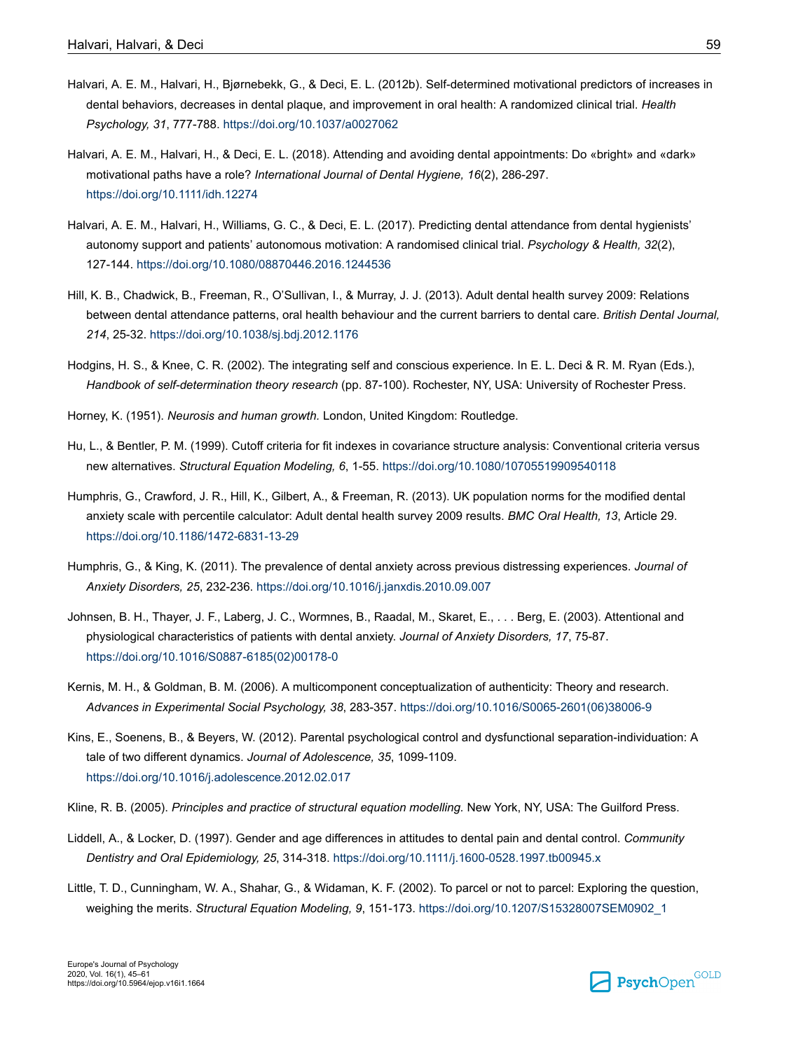Halvari, A. E. M., Halvari, H., Bjørnebekk, G., & Deci, E. L. (2012b). Self-determined motivational predictors of increases in dental behaviors, decreases in dental plaque, and improvement in oral health: A randomized clinical trial. *Health Psychology, 31*, 777-788. https://doi.org/10.1037/a0027062

Halvari, A. E. M., Halvari, H., & Deci, E. L. (2018). Attending and avoiding dental appointments: Do «bright» and «dark» motivational paths have a role? *International Journal of Dental Hygiene, 16*(2), 286-297. https://doi.org/10.1111/idh.12274

Halvari, A. E. M., Halvari, H., Williams, G. C., & Deci, E. L. (2017). Predicting dental attendance from dental hygienists' autonomy support and patients' autonomous motivation: A randomised clinical trial. *Psychology & Health, 32*(2), 127-144. https://doi.org/10.1080/08870446.2016.1244536

Hill, K. B., Chadwick, B., Freeman, R., O'Sullivan, I., & Murray, J. J. (2013). Adult dental health survey 2009: Relations between dental attendance patterns, oral health behaviour and the current barriers to dental care. *British Dental Journal, 214*, 25-32. https://doi.org/10.1038/sj.bdj.2012.1176

Hodgins, H. S., & Knee, C. R. (2002). The integrating self and conscious experience. In E. L. Deci & R. M. Ryan (Eds.), *Handbook of self-determination theory research* (pp. 87-100). Rochester, NY, USA: University of Rochester Press.

Horney, K. (1951). *Neurosis and human growth.* London, United Kingdom: Routledge.

Hu, L., & Bentler, P. M. (1999). Cutoff criteria for fit indexes in covariance structure analysis: Conventional criteria versus new alternatives. *Structural Equation Modeling, 6*, 1-55. https://doi.org/10.1080/10705519909540118

Humphris, G., Crawford, J. R., Hill, K., Gilbert, A., & Freeman, R. (2013). UK population norms for the modified dental anxiety scale with percentile calculator: Adult dental health survey 2009 results. *BMC Oral Health, 13*, Article 29. https://doi.org/10.1186/1472-6831-13-29

Humphris, G., & King, K. (2011). The prevalence of dental anxiety across previous distressing experiences. *Journal of Anxiety Disorders, 25*, 232-236. https://doi.org/10.1016/j.janxdis.2010.09.007

Johnsen, B. H., Thayer, J. F., Laberg, J. C., Wormnes, B., Raadal, M., Skaret, E., . . . Berg, E. (2003). Attentional and physiological characteristics of patients with dental anxiety. *Journal of Anxiety Disorders, 17*, 75-87. https://doi.org/10.1016/S0887-6185(02)00178-0

Kernis, M. H., & Goldman, B. M. (2006). A multicomponent conceptualization of authenticity: Theory and research. *Advances in Experimental Social Psychology, 38*, 283-357. https://doi.org/10.1016/S0065-2601(06)38006-9

Kins, E., Soenens, B., & Beyers, W. (2012). Parental psychological control and dysfunctional separation-individuation: A tale of two different dynamics. *Journal of Adolescence, 35*, 1099-1109. https://doi.org/10.1016/j.adolescence.2012.02.017

Kline, R. B. (2005). *Principles and practice of structural equation modelling.* New York, NY, USA: The Guilford Press.

Liddell, A., & Locker, D. (1997). Gender and age differences in attitudes to dental pain and dental control. *Community Dentistry and Oral Epidemiology, 25*, 314-318. https://doi.org/10.1111/j.1600-0528.1997.tb00945.x

Little, T. D., Cunningham, W. A., Shahar, G., & Widaman, K. F. (2002). To parcel or not to parcel: Exploring the question, weighing the merits. *Structural Equation Modeling, 9*, 151-173. https://doi.org/10.1207/S15328007SEM0902_1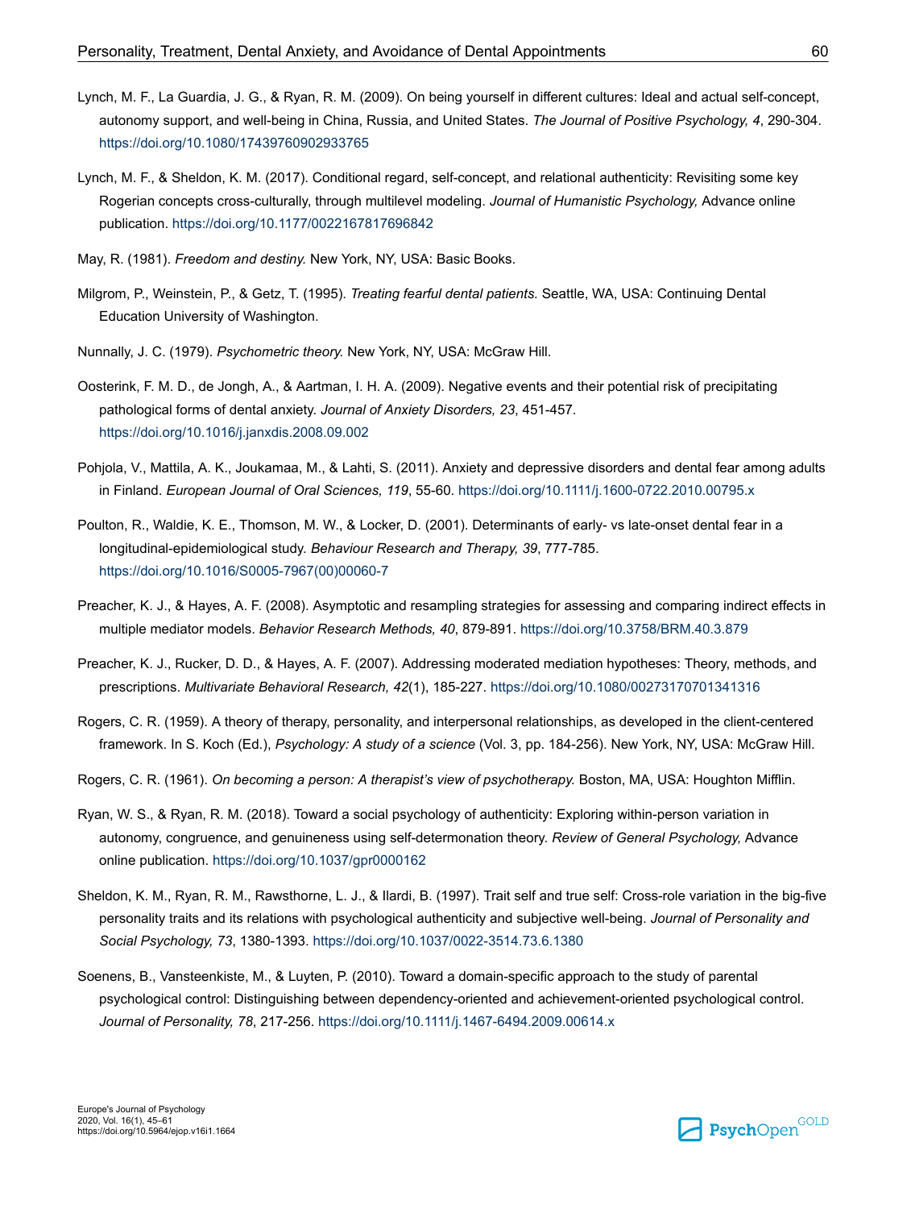Lynch, M. F., La Guardia, J. G., & Ryan, R. M. (2009). On being yourself in different cultures: Ideal and actual self-concept, autonomy support, and well-being in China, Russia, and United States. *The Journal of Positive Psychology, 4*, 290-304. https://doi.org/10.1080/17439760902933765

Lynch, M. F., & Sheldon, K. M. (2017). Conditional regard, self-concept, and relational authenticity: Revisiting some key Rogerian concepts cross-culturally, through multilevel modeling. *Journal of Humanistic Psychology,* Advance online publication. https://doi.org/10.1177/0022167817696842

May, R. (1981). *Freedom and destiny.* New York, NY, USA: Basic Books.

Milgrom, P., Weinstein, P., & Getz, T. (1995). *Treating fearful dental patients.* Seattle, WA, USA: Continuing Dental Education University of Washington.

Nunnally, J. C. (1979). *Psychometric theory.* New York, NY, USA: McGraw Hill.

Oosterink, F. M. D., de Jongh, A., & Aartman, I. H. A. (2009). Negative events and their potential risk of precipitating pathological forms of dental anxiety. *Journal of Anxiety Disorders, 23*, 451-457. https://doi.org/10.1016/j.janxdis.2008.09.002

Pohjola, V., Mattila, A. K., Joukamaa, M., & Lahti, S. (2011). Anxiety and depressive disorders and dental fear among adults in Finland. *European Journal of Oral Sciences, 119*, 55-60. https://doi.org/10.1111/j.1600-0722.2010.00795.x

Poulton, R., Waldie, K. E., Thomson, M. W., & Locker, D. (2001). Determinants of early- vs late-onset dental fear in a longitudinal-epidemiological study. *Behaviour Research and Therapy, 39*, 777-785. https://doi.org/10.1016/S0005-7967(00)00060-7

Preacher, K. J., & Hayes, A. F. (2008). Asymptotic and resampling strategies for assessing and comparing indirect effects in multiple mediator models. *Behavior Research Methods, 40*, 879-891. https://doi.org/10.3758/BRM.40.3.879

Preacher, K. J., Rucker, D. D., & Hayes, A. F. (2007). Addressing moderated mediation hypotheses: Theory, methods, and prescriptions. *Multivariate Behavioral Research, 42*(1), 185-227. https://doi.org/10.1080/00273170701341316

Rogers, C. R. (1959). A theory of therapy, personality, and interpersonal relationships, as developed in the client-centered framework. In S. Koch (Ed.), *Psychology: A study of a science* (Vol. 3, pp. 184-256). New York, NY, USA: McGraw Hill.

Rogers, C. R. (1961). *On becoming a person: A therapist's view of psychotherapy.* Boston, MA, USA: Houghton Mifflin.

Ryan, W. S., & Ryan, R. M. (2018). Toward a social psychology of authenticity: Exploring within-person variation in autonomy, congruence, and genuineness using self-determonation theory. *Review of General Psychology,* Advance online publication. https://doi.org/10.1037/gpr0000162

Sheldon, K. M., Ryan, R. M., Rawsthorne, L. J., & Ilardi, B. (1997). Trait self and true self: Cross-role variation in the big-five personality traits and its relations with psychological authenticity and subjective well-being. *Journal of Personality and Social Psychology, 73*, 1380-1393. https://doi.org/10.1037/0022-3514.73.6.1380

Soenens, B., Vansteenkiste, M., & Luyten, P. (2010). Toward a domain-specific approach to the study of parental psychological control: Distinguishing between dependency-oriented and achievement-oriented psychological control. *Journal of Personality, 78*, 217-256. https://doi.org/10.1111/j.1467-6494.2009.00614.x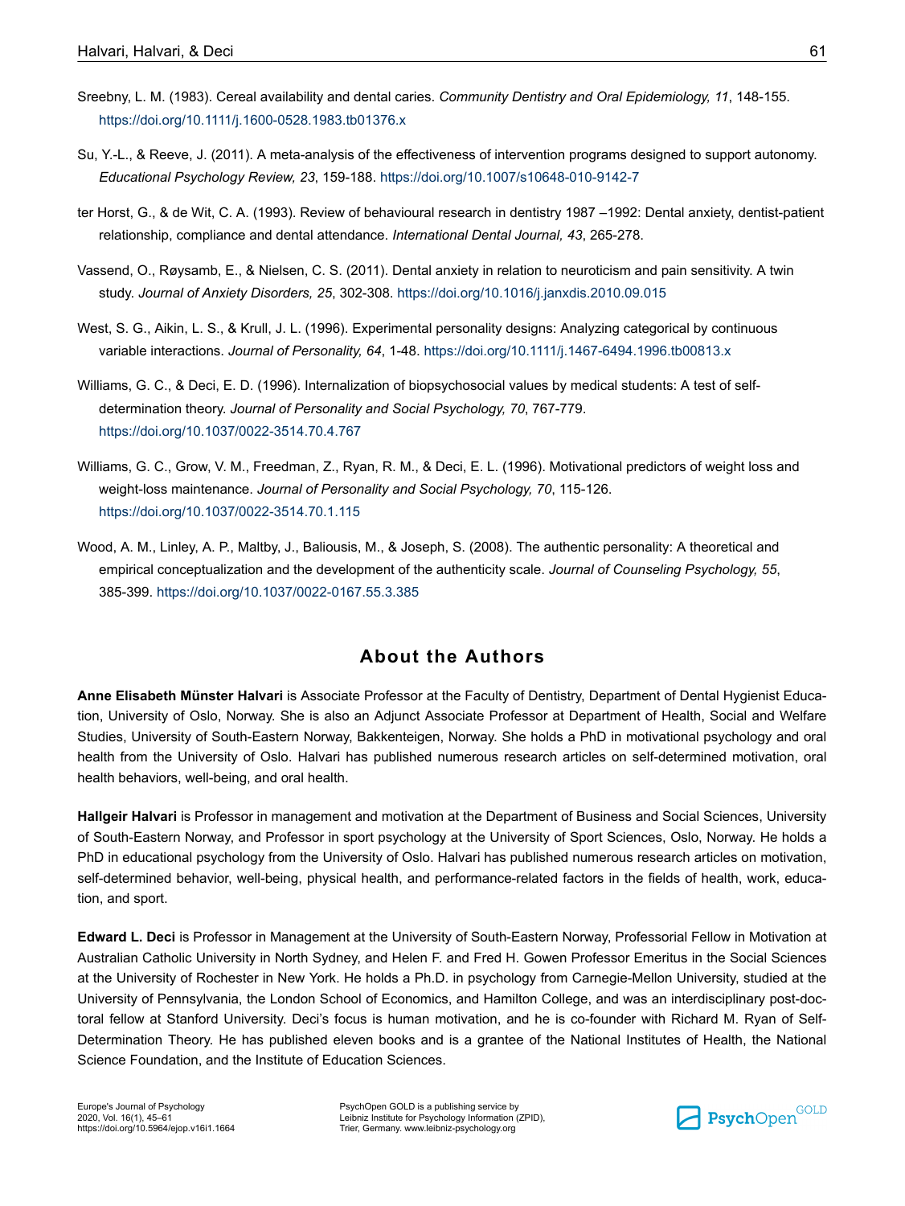Sreebny, L. M. (1983). Cereal availability and dental caries. *Community Dentistry and Oral Epidemiology, 11*, 148-155. https://doi.org/10.1111/j.1600-0528.1983.tb01376.x

Su, Y.-L., & Reeve, J. (2011). A meta-analysis of the effectiveness of intervention programs designed to support autonomy. *Educational Psychology Review, 23*, 159-188. https://doi.org/10.1007/s10648-010-9142-7

ter Horst, G., & de Wit, C. A. (1993). Review of behavioural research in dentistry 1987 –1992: Dental anxiety, dentist-patient relationship, compliance and dental attendance. *International Dental Journal, 43*, 265-278.

Vassend, O., Røysamb, E., & Nielsen, C. S. (2011). Dental anxiety in relation to neuroticism and pain sensitivity. A twin study. *Journal of Anxiety Disorders, 25*, 302-308. https://doi.org/10.1016/j.janxdis.2010.09.015

West, S. G., Aikin, L. S., & Krull, J. L. (1996). Experimental personality designs: Analyzing categorical by continuous variable interactions. *Journal of Personality, 64*, 1-48. https://doi.org/10.1111/j.1467-6494.1996.tb00813.x

Williams, G. C., & Deci, E. D. (1996). Internalization of biopsychosocial values by medical students: A test of self-determination theory. *Journal of Personality and Social Psychology, 70*, 767-779. https://doi.org/10.1037/0022-3514.70.4.767

Williams, G. C., Grow, V. M., Freedman, Z., Ryan, R. M., & Deci, E. L. (1996). Motivational predictors of weight loss and weight-loss maintenance. *Journal of Personality and Social Psychology, 70*, 115-126. https://doi.org/10.1037/0022-3514.70.1.115

Wood, A. M., Linley, A. P., Maltby, J., Baliousis, M., & Joseph, S. (2008). The authentic personality: A theoretical and empirical conceptualization and the development of the authenticity scale. *Journal of Counseling Psychology, 55*, 385-399. https://doi.org/10.1037/0022-0167.55.3.385

## About the Authors

**Anne Elisabeth Münster Halvari** is Associate Professor at the Faculty of Dentistry, Department of Dental Hygienist Education, University of Oslo, Norway. She is also an Adjunct Associate Professor at Department of Health, Social and Welfare Studies, University of South-Eastern Norway, Bakkenteigen, Norway. She holds a PhD in motivational psychology and oral health from the University of Oslo. Halvari has published numerous research articles on self-determined motivation, oral health behaviors, well-being, and oral health.

**Hallgeir Halvari** is Professor in management and motivation at the Department of Business and Social Sciences, University of South-Eastern Norway, and Professor in sport psychology at the University of Sport Sciences, Oslo, Norway. He holds a PhD in educational psychology from the University of Oslo. Halvari has published numerous research articles on motivation, self-determined behavior, well-being, physical health, and performance-related factors in the fields of health, work, education, and sport.

**Edward L. Deci** is Professor in Management at the University of South-Eastern Norway, Professorial Fellow in Motivation at Australian Catholic University in North Sydney, and Helen F. and Fred H. Gowen Professor Emeritus in the Social Sciences at the University of Rochester in New York. He holds a Ph.D. in psychology from Carnegie-Mellon University, studied at the University of Pennsylvania, the London School of Economics, and Hamilton College, and was an interdisciplinary post-doctoral fellow at Stanford University. Deci's focus is human motivation, and he is co-founder with Richard M. Ryan of Self-Determination Theory. He has published eleven books and is a grantee of the National Institutes of Health, the National Science Foundation, and the Institute of Education Sciences.